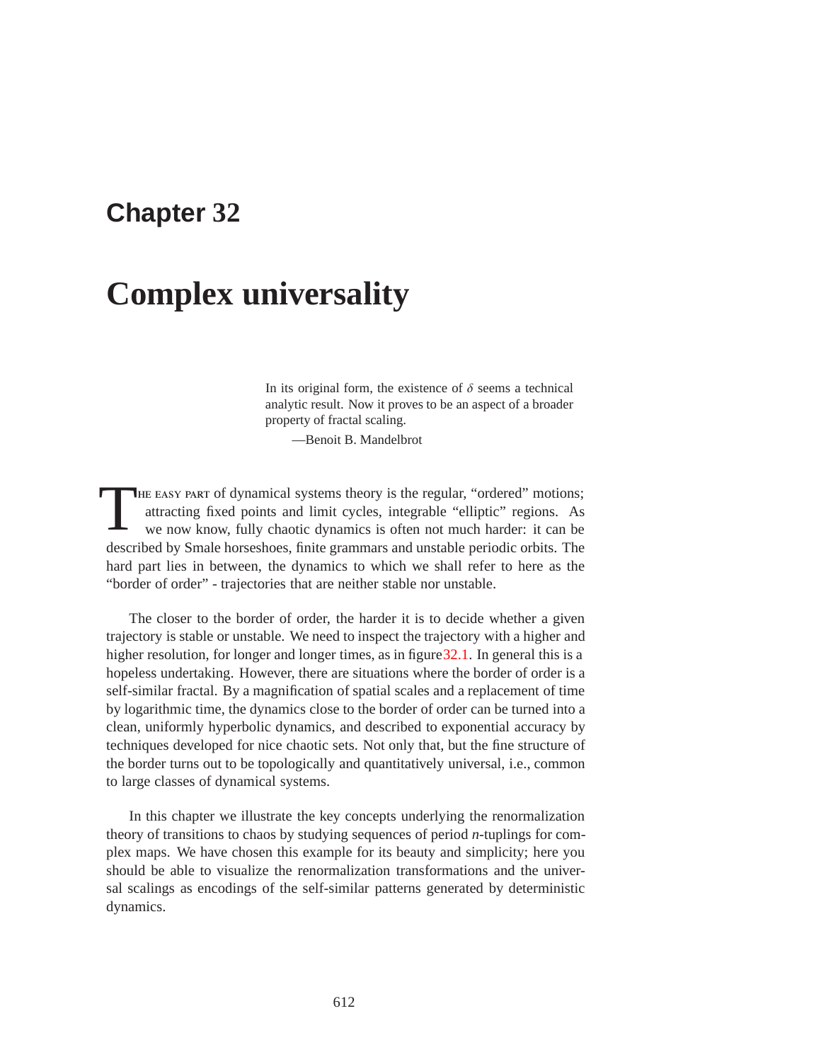# Chapter 32

# Complex universality

> In its original form, the existence of $\delta$ seems a technical analytic result. Now it proves to be an aspect of a broader property of fractal scaling.
>
> —Benoit B. Mandelbrot

The easy part of dynamical systems theory is the regular, "ordered" motions; attracting fixed points and limit cycles, integrable "elliptic" regions. As we now know, fully chaotic dynamics is often not much harder: it can be described by Smale horseshoes, finite grammars and unstable periodic orbits. The hard part lies in between, the dynamics to which we shall refer to here as the "border of order" - trajectories that are neither stable nor unstable.

The closer to the border of order, the harder it is to decide whether a given trajectory is stable or unstable. We need to inspect the trajectory with a higher and higher resolution, for longer and longer times, as in figure32.1. In general this is a hopeless undertaking. However, there are situations where the border of order is a self-similar fractal. By a magnification of spatial scales and a replacement of time by logarithmic time, the dynamics close to the border of order can be turned into a clean, uniformly hyperbolic dynamics, and described to exponential accuracy by techniques developed for nice chaotic sets. Not only that, but the fine structure of the border turns out to be topologically and quantitatively universal, i.e., common to large classes of dynamical systems.

In this chapter we illustrate the key concepts underlying the renormalization theory of transitions to chaos by studying sequences of period $n$-tuplings for complex maps. We have chosen this example for its beauty and simplicity; here you should be able to visualize the renormalization transformations and the universal scalings as encodings of the self-similar patterns generated by deterministic dynamics.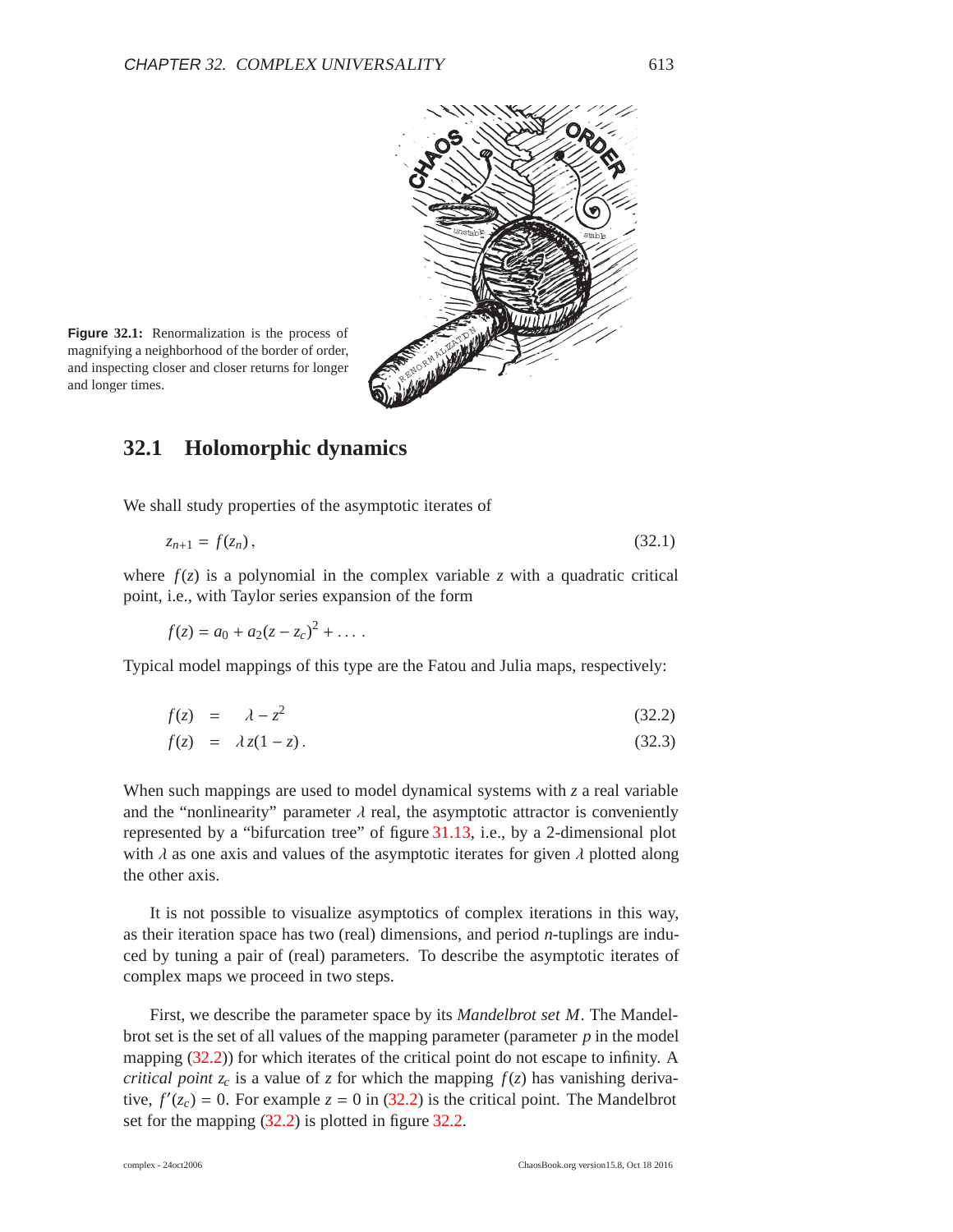**Figure 32.1:** Renormalization is the process of magnifying a neighborhood of the border of order, and inspecting closer and closer returns for longer and longer times.

## 32.1 Holomorphic dynamics

We shall study properties of the asymptotic iterates of

$$z_{n+1} = f(z_n)\,, \tag{32.1}$$

where $f(z)$ is a polynomial in the complex variable $z$ with a quadratic critical point, i.e., with Taylor series expansion of the form

$$f(z) = a_0 + a_2(z - z_c)^2 + \ldots\,.$$

Typical model mappings of this type are the Fatou and Julia maps, respectively:

$$f(z) = \lambda - z^2 \tag{32.2}$$

$$f(z) = \lambda z(1 - z)\,. \tag{32.3}$$

When such mappings are used to model dynamical systems with $z$ a real variable and the "nonlinearity" parameter $\lambda$ real, the asymptotic attractor is conveniently represented by a "bifurcation tree" of figure 31.13, i.e., by a 2-dimensional plot with $\lambda$ as one axis and values of the asymptotic iterates for given $\lambda$ plotted along the other axis.

It is not possible to visualize asymptotics of complex iterations in this way, as their iteration space has two (real) dimensions, and period $n$-tuplings are induced by tuning a pair of (real) parameters. To describe the asymptotic iterates of complex maps we proceed in two steps.

First, we describe the parameter space by its *Mandelbrot set* $M$. The Mandelbrot set is the set of all values of the mapping parameter (parameter $p$ in the model mapping (32.2)) for which iterates of the critical point do not escape to infinity. A *critical point* $z_c$ is a value of $z$ for which the mapping $f(z)$ has vanishing derivative, $f'(z_c) = 0$. For example $z = 0$ in (32.2) is the critical point. The Mandelbrot set for the mapping (32.2) is plotted in figure 32.2.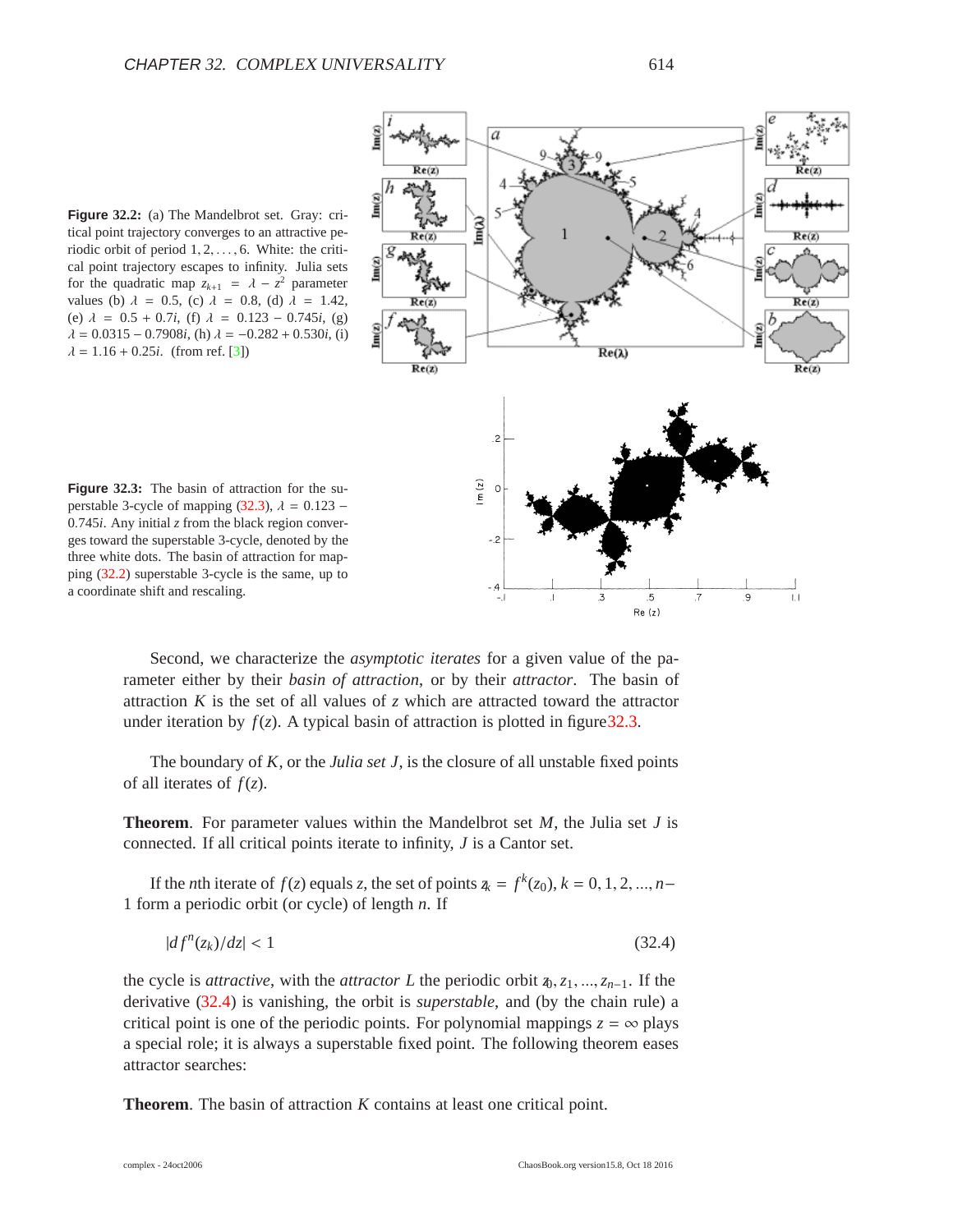**Figure 32.2:** (a) The Mandelbrot set. Gray: critical point trajectory converges to an attractive periodic orbit of period $1, 2, \ldots, 6$. White: the critical point trajectory escapes to infinity. Julia sets for the quadratic map $z_{k+1} = \lambda - z^2$ parameter values (b) $\lambda = 0.5$, (c) $\lambda = 0.8$, (d) $\lambda = 1.42$, (e) $\lambda = 0.5 + 0.7i$, (f) $\lambda = 0.123 - 0.745i$, (g) $\lambda = 0.0315 - 0.7908i$, (h) $\lambda = -0.282 + 0.530i$, (i) $\lambda = 1.16 + 0.25i$. (from ref. [3])

**Figure 32.3:** The basin of attraction for the superstable 3-cycle of mapping (32.3), $\lambda = 0.123 - 0.745i$. Any initial $z$ from the black region converges toward the superstable 3-cycle, denoted by the three white dots. The basin of attraction for mapping (32.2) superstable 3-cycle is the same, up to a coordinate shift and rescaling.

Second, we characterize the *asymptotic iterates* for a given value of the parameter either by their *basin of attraction*, or by their *attractor*. The basin of attraction $K$ is the set of all values of $z$ which are attracted toward the attractor under iteration by $f(z)$. A typical basin of attraction is plotted in figure 32.3.

The boundary of $K$, or the *Julia set* $J$, is the closure of all unstable fixed points of all iterates of $f(z)$.

**Theorem**. For parameter values within the Mandelbrot set $M$, the Julia set $J$ is connected. If all critical points iterate to infinity, $J$ is a Cantor set.

If the $n$th iterate of $f(z)$ equals $z$, the set of points $z_k = f^k(z_0)$, $k = 0, 1, 2, ..., n-1$ form a periodic orbit (or cycle) of length $n$. If

$$|d f^n(z_k)/dz| < 1 \tag{32.4}$$

the cycle is *attractive*, with the *attractor* $L$ the periodic orbit $z_0, z_1, ..., z_{n-1}$. If the derivative (32.4) is vanishing, the orbit is *superstable*, and (by the chain rule) a critical point is one of the periodic points. For polynomial mappings $z = \infty$ plays a special role; it is always a superstable fixed point. The following theorem eases attractor searches:

**Theorem**. The basin of attraction $K$ contains at least one critical point.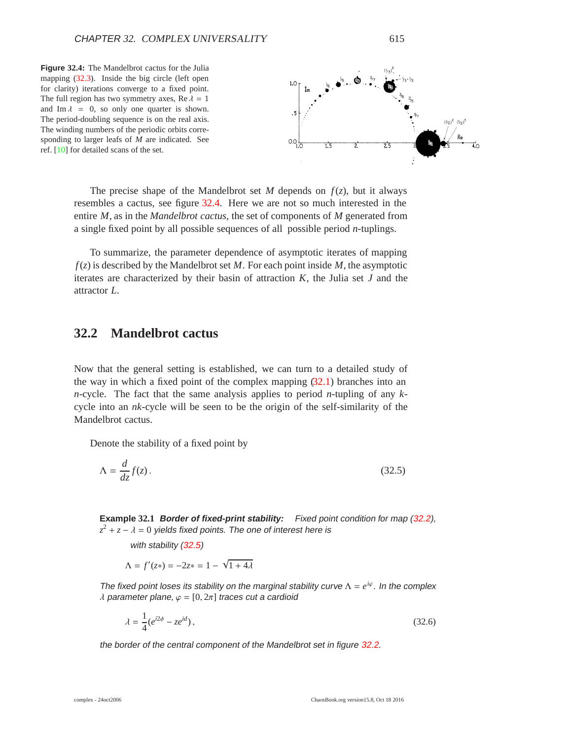**Figure 32.4:** The Mandelbrot cactus for the Julia mapping (32.3). Inside the big circle (left open for clarity) iterations converge to a fixed point. The full region has two symmetry axes, $\text{Re}\,\lambda = 1$ and $\text{Im}\,\lambda = 0$, so only one quarter is shown. The period-doubling sequence is on the real axis. The winding numbers of the periodic orbits corresponding to larger leafs of $M$ are indicated. See ref. [10] for detailed scans of the set.

The precise shape of the Mandelbrot set $M$ depends on $f(z)$, but it always resembles a cactus, see figure 32.4. Here we are not so much interested in the entire $M$, as in the *Mandelbrot cactus*, the set of components of $M$ generated from a single fixed point by all possible sequences of all possible period $n$-tuplings.

To summarize, the parameter dependence of asymptotic iterates of mapping $f(z)$ is described by the Mandelbrot set $M$. For each point inside $M$, the asymptotic iterates are characterized by their basin of attraction $K$, the Julia set $J$ and the attractor $L$.

## 32.2 Mandelbrot cactus

Now that the general setting is established, we can turn to a detailed study of the way in which a fixed point of the complex mapping (32.1) branches into an $n$-cycle. The fact that the same analysis applies to period $n$-tupling of any $k$-cycle into an $nk$-cycle will be seen to be the origin of the self-similarity of the Mandelbrot cactus.

Denote the stability of a fixed point by

$$\Lambda = \frac{d}{dz} f(z)\,. \tag{32.5}$$

**Example 32.1** ***Border of fixed-print stability:*** *Fixed point condition for map (32.2), $z^2 + z - \lambda = 0$ yields fixed points. The one of interest here is*

*with stability (32.5)*

$$\Lambda = f'(z*) = -2z* = 1 - \sqrt{1 + 4\lambda}$$

*The fixed point loses its stability on the marginal stability curve $\Lambda = e^{i\varphi}$. In the complex $\lambda$ parameter plane, $\varphi = [0, 2\pi]$ traces cut a cardioid*

$$\lambda = \frac{1}{4}(e^{i2\phi} - ze^{id})\,, \tag{32.6}$$

*the border of the central component of the Mandelbrot set in figure 32.2.*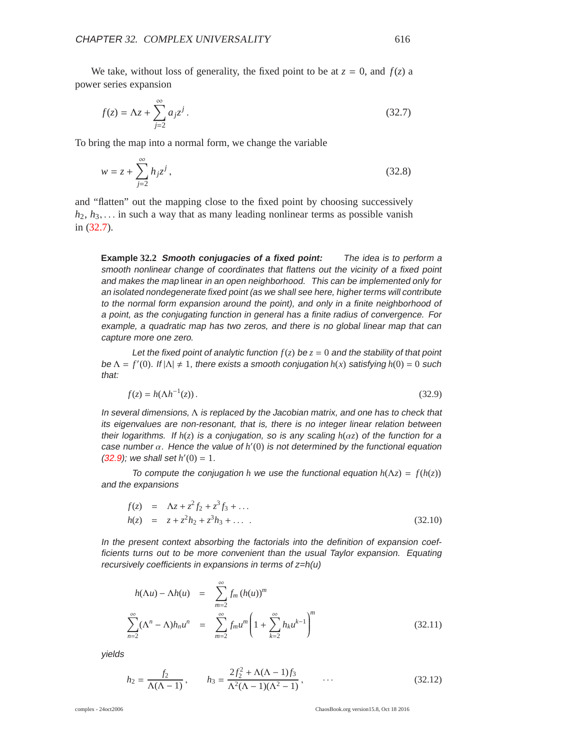We take, without loss of generality, the fixed point to be at $z = 0$, and $f(z)$ a power series expansion

$$f(z) = \Lambda z + \sum_{j=2}^{\infty} a_j z^j \,. \tag{32.7}$$

To bring the map into a normal form, we change the variable

$$w = z + \sum_{j=2}^{\infty} h_j z^j \,, \tag{32.8}$$

and "flatten" out the mapping close to the fixed point by choosing successively $h_2, h_3, \ldots$ in such a way that as many leading nonlinear terms as possible vanish in (32.7).

**Example 32.2** ***Smooth conjugacies of a fixed point:*** *The idea is to perform a smooth nonlinear change of coordinates that flattens out the vicinity of a fixed point and makes the map* linear *in an open neighborhood. This can be implemented only for an isolated nondegenerate fixed point (as we shall see here, higher terms will contribute to the normal form expansion around the point), and only in a finite neighborhood of a point, as the conjugating function in general has a finite radius of convergence. For example, a quadratic map has two zeros, and there is no global linear map that can capture more one zero.*

*Let the fixed point of analytic function $f(z)$ be $z = 0$ and the stability of that point be $\Lambda = f'(0)$. If $|\Lambda| \neq 1$, there exists a smooth conjugation $h(x)$ satisfying $h(0) = 0$ such that:*

$$f(z) = h(\Lambda h^{-1}(z)) \,. \tag{32.9}$$

*In several dimensions, $\Lambda$ is replaced by the Jacobian matrix, and one has to check that its eigenvalues are non-resonant, that is, there is no integer linear relation between their logarithms. If $h(z)$ is a conjugation, so is any scaling $h(\alpha z)$ of the function for a case number $\alpha$. Hence the value of $h'(0)$ is not determined by the functional equation (32.9); we shall set $h'(0) = 1$.*

*To compute the conjugation $h$ we use the functional equation $h(\Lambda z) = f(h(z))$ and the expansions*

$$\begin{aligned} f(z) &= \Lambda z + z^2 f_2 + z^3 f_3 + \ldots \\ h(z) &= z + z^2 h_2 + z^3 h_3 + \ldots \;. \end{aligned} \tag{32.10}$$

*In the present context absorbing the factorials into the definition of expansion coefficients turns out to be more convenient than the usual Taylor expansion. Equating recursively coefficients in expansions in terms of z=h(u)*

$$\begin{aligned} h(\Lambda u) - \Lambda h(u) &= \sum_{m=2}^{\infty} f_m \, (h(u))^m \\ \sum_{n=2}^{\infty} (\Lambda^n - \Lambda) h_n u^n &= \sum_{m=2}^{\infty} f_m u^m \left( 1 + \sum_{k=2}^{\infty} h_k u^{k-1} \right)^m \end{aligned} \tag{32.11}$$

*yields*

$$h_2 = \frac{f_2}{\Lambda(\Lambda - 1)} \,, \qquad h_3 = \frac{2 f_2^2 + \Lambda(\Lambda - 1) f_3}{\Lambda^2(\Lambda - 1)(\Lambda^2 - 1)} \,, \qquad \ldots \tag{32.12}$$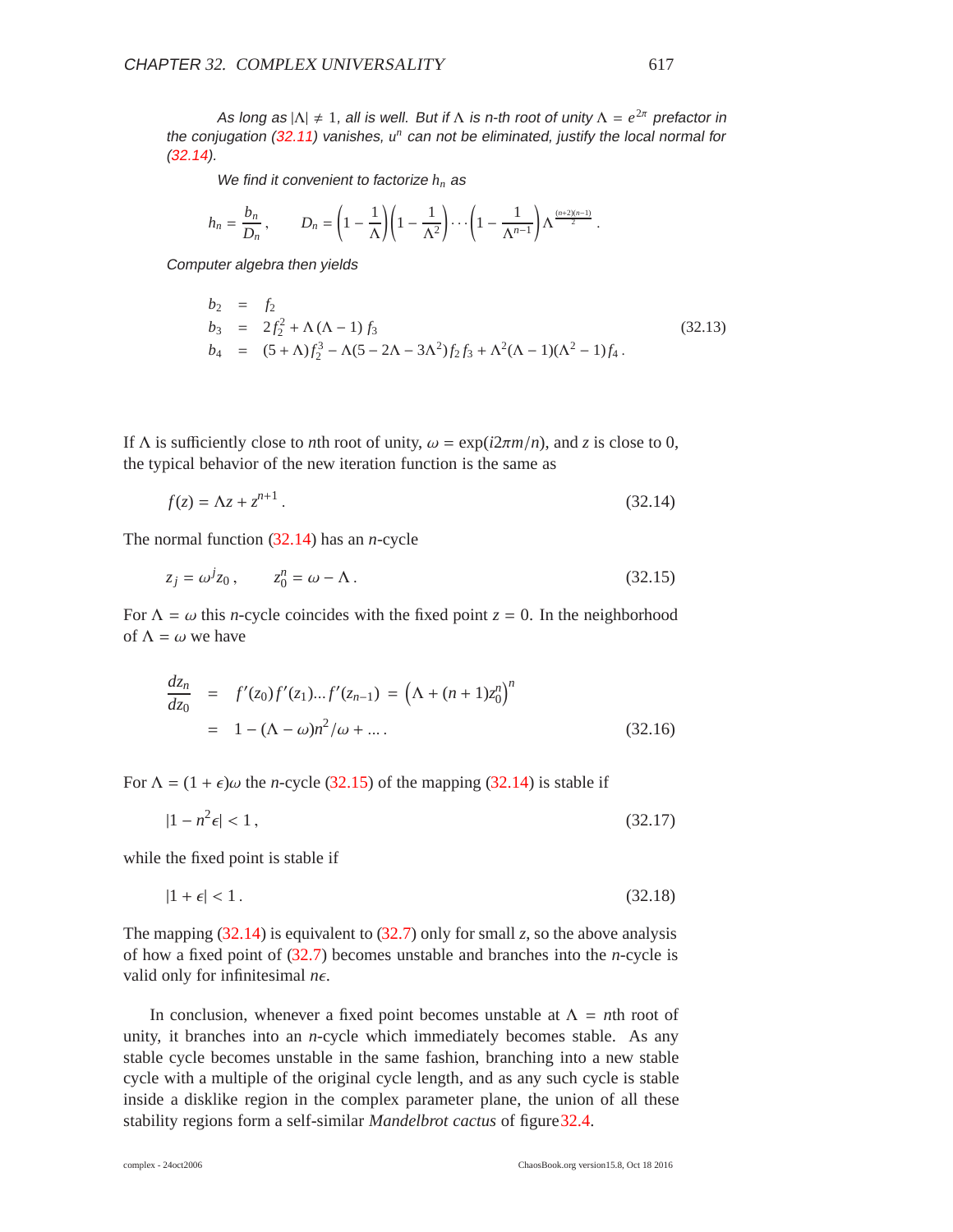*As long as $|\Lambda| \neq 1$, all is well. But if $\Lambda$ is n-th root of unity $\Lambda = e^{2\pi}$ prefactor in the conjugation (32.11) vanishes, $u^n$ can not be eliminated, justify the local normal for (32.14).*

*We find it convenient to factorize $h_n$ as*

$$h_n = \frac{b_n}{D_n}, \qquad D_n = \left(1 - \frac{1}{\Lambda}\right)\left(1 - \frac{1}{\Lambda^2}\right)\cdots\left(1 - \frac{1}{\Lambda^{n-1}}\right)\Lambda^{\frac{(n+2)(n-1)}{2}}.$$

*Computer algebra then yields*

$$\begin{aligned} b_2 &= f_2 \\ b_3 &= 2f_2^2 + \Lambda(\Lambda - 1)\, f_3 \\ b_4 &= (5 + \Lambda) f_2^3 - \Lambda(5 - 2\Lambda - 3\Lambda^2) f_2 f_3 + \Lambda^2(\Lambda - 1)(\Lambda^2 - 1) f_4 . \end{aligned} \tag{32.13}$$

If $\Lambda$ is sufficiently close to $n$th root of unity, $\omega = \exp(i2\pi m/n)$, and $z$ is close to 0, the typical behavior of the new iteration function is the same as

$$f(z) = \Lambda z + z^{n+1} . \tag{32.14}$$

The normal function (32.14) has an $n$-cycle

$$z_j = \omega^j z_0 , \qquad z_0^n = \omega - \Lambda . \tag{32.15}$$

For $\Lambda = \omega$ this $n$-cycle coincides with the fixed point $z = 0$. In the neighborhood of $\Lambda = \omega$ we have

$$\begin{aligned} \frac{dz_n}{dz_0} &= f'(z_0) f'(z_1) ... f'(z_{n-1}) = \left(\Lambda + (n+1) z_0^n\right)^n \\ &= 1 - (\Lambda - \omega) n^2/\omega + ... . \end{aligned} \tag{32.16}$$

For $\Lambda = (1 + \epsilon)\omega$ the $n$-cycle (32.15) of the mapping (32.14) is stable if

$$|1 - n^2\epsilon| < 1 , \tag{32.17}$$

while the fixed point is stable if

$$|1 + \epsilon| < 1 . \tag{32.18}$$

The mapping (32.14) is equivalent to (32.7) only for small $z$, so the above analysis of how a fixed point of (32.7) becomes unstable and branches into the $n$-cycle is valid only for infinitesimal $n\epsilon$.

In conclusion, whenever a fixed point becomes unstable at $\Lambda = n$th root of unity, it branches into an $n$-cycle which immediately becomes stable. As any stable cycle becomes unstable in the same fashion, branching into a new stable cycle with a multiple of the original cycle length, and as any such cycle is stable inside a disklike region in the complex parameter plane, the union of all these stability regions form a self-similar *Mandelbrot cactus* of figure 32.4.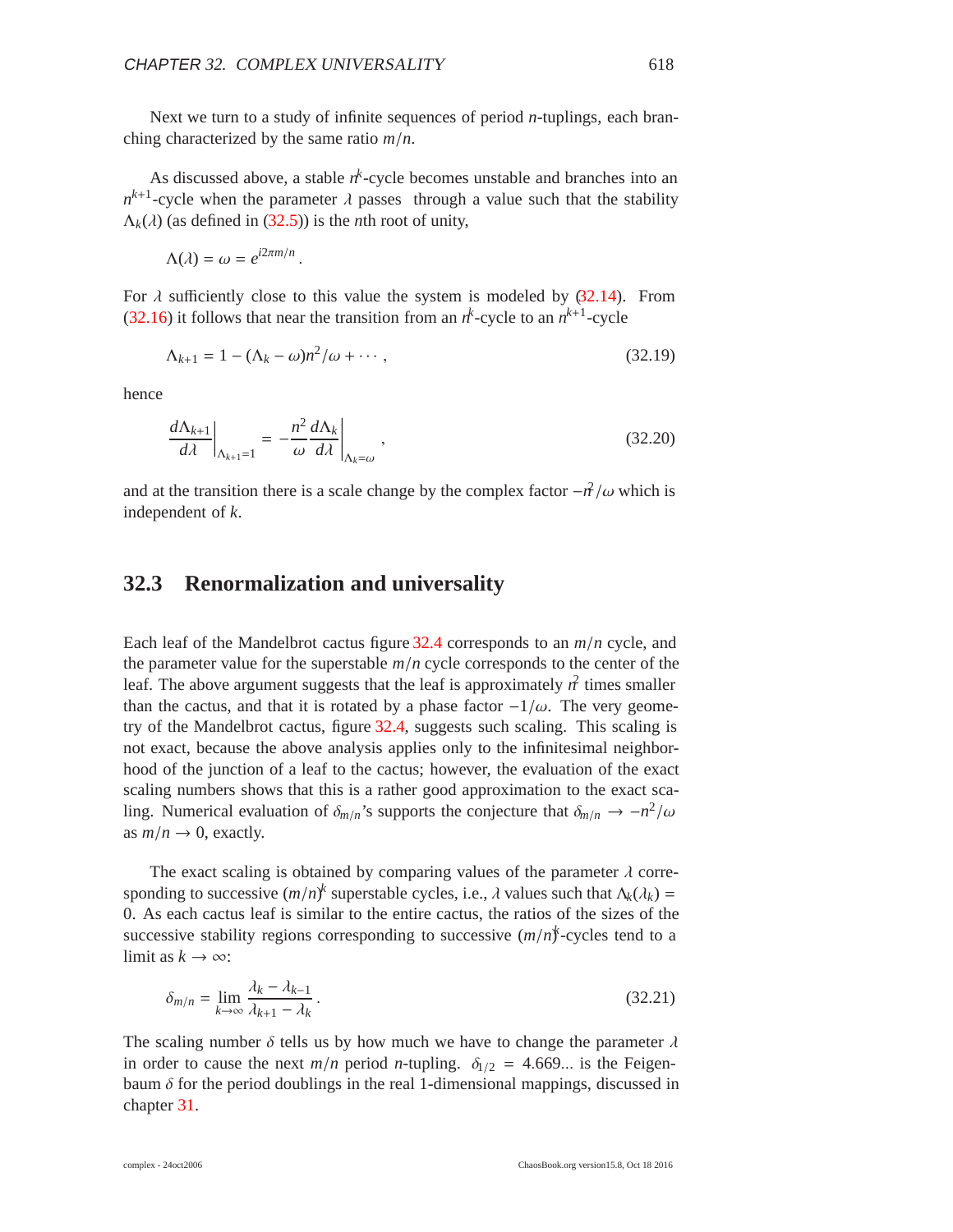Next we turn to a study of infinite sequences of period $n$-tuplings, each branching characterized by the same ratio $m/n$.

As discussed above, a stable $n^k$-cycle becomes unstable and branches into an $n^{k+1}$-cycle when the parameter $\lambda$ passes through a value such that the stability $\Lambda_k(\lambda)$ (as defined in (32.5)) is the $n$th root of unity,

$$\Lambda(\lambda) = \omega = e^{i2\pi m/n} .$$

For $\lambda$ sufficiently close to this value the system is modeled by (32.14). From (32.16) it follows that near the transition from an $n^k$-cycle to an $n^{k+1}$-cycle

$$\Lambda_{k+1} = 1 - (\Lambda_k - \omega)n^2/\omega + \cdots , \tag{32.19}$$

hence

$$\left.\frac{d\Lambda_{k+1}}{d\lambda}\right|_{\Lambda_{k+1}=1} = -\frac{n^2}{\omega}\left.\frac{d\Lambda_k}{d\lambda}\right|_{\Lambda_k=\omega} , \tag{32.20}$$

and at the transition there is a scale change by the complex factor $-n^2/\omega$ which is independent of $k$.

## 32.3 Renormalization and universality

Each leaf of the Mandelbrot cactus figure 32.4 corresponds to an $m/n$ cycle, and the parameter value for the superstable $m/n$ cycle corresponds to the center of the leaf. The above argument suggests that the leaf is approximately $n^2$ times smaller than the cactus, and that it is rotated by a phase factor $-1/\omega$. The very geometry of the Mandelbrot cactus, figure 32.4, suggests such scaling. This scaling is not exact, because the above analysis applies only to the infinitesimal neighborhood of the junction of a leaf to the cactus; however, the evaluation of the exact scaling numbers shows that this is a rather good approximation to the exact scaling. Numerical evaluation of $\delta_{m/n}$'s supports the conjecture that $\delta_{m/n} \to -n^2/\omega$ as $m/n \to 0$, exactly.

The exact scaling is obtained by comparing values of the parameter $\lambda$ corresponding to successive $(m/n)^k$ superstable cycles, i.e., $\lambda$ values such that $\Lambda_k(\lambda_k) = 0$. As each cactus leaf is similar to the entire cactus, the ratios of the sizes of the successive stability regions corresponding to successive $(m/n)^k$-cycles tend to a limit as $k \to \infty$:

$$\delta_{m/n} = \lim_{k\to\infty} \frac{\lambda_k - \lambda_{k-1}}{\lambda_{k+1} - \lambda_k} . \tag{32.21}$$

The scaling number $\delta$ tells us by how much we have to change the parameter $\lambda$ in order to cause the next $m/n$ period $n$-tupling. $\delta_{1/2} = 4.669...$ is the Feigenbaum $\delta$ for the period doublings in the real 1-dimensional mappings, discussed in chapter 31.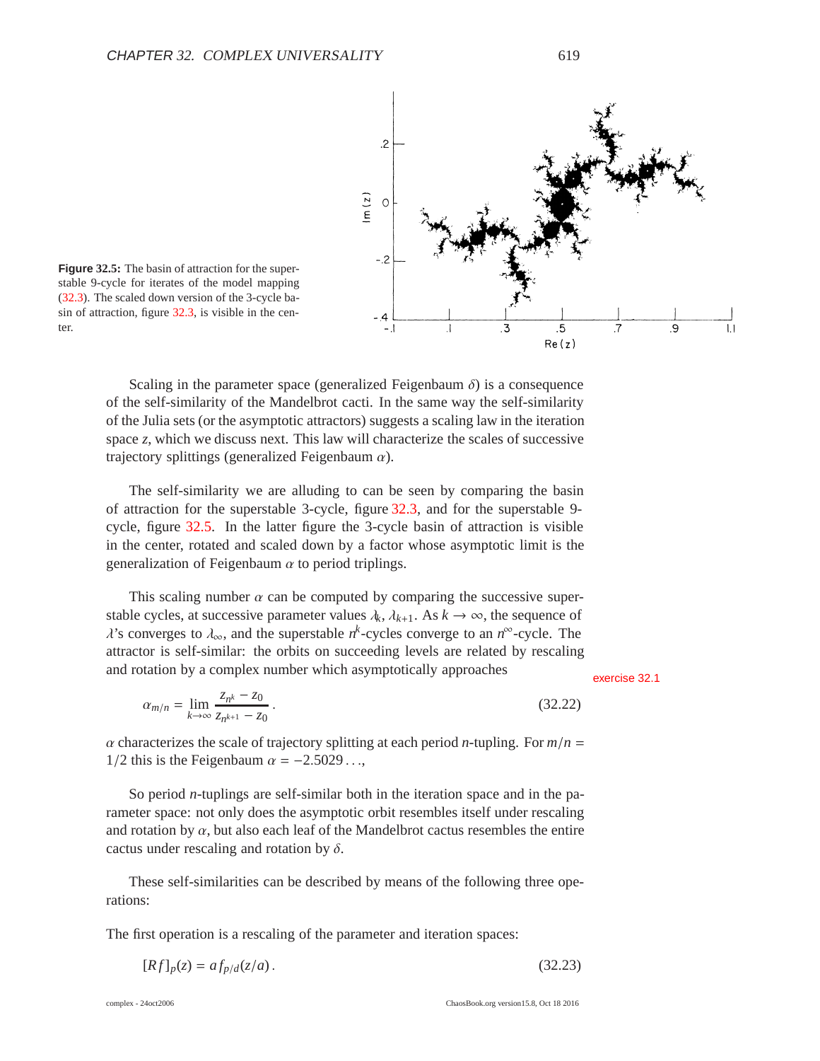**Figure 32.5:** The basin of attraction for the superstable 9-cycle for iterates of the model mapping (32.3). The scaled down version of the 3-cycle basin of attraction, figure 32.3, is visible in the center.

Scaling in the parameter space (generalized Feigenbaum $\delta$) is a consequence of the self-similarity of the Mandelbrot cacti. In the same way the self-similarity of the Julia sets (or the asymptotic attractors) suggests a scaling law in the iteration space $z$, which we discuss next. This law will characterize the scales of successive trajectory splittings (generalized Feigenbaum $\alpha$).

The self-similarity we are alluding to can be seen by comparing the basin of attraction for the superstable 3-cycle, figure 32.3, and for the superstable 9-cycle, figure 32.5. In the latter figure the 3-cycle basin of attraction is visible in the center, rotated and scaled down by a factor whose asymptotic limit is the generalization of Feigenbaum $\alpha$ to period triplings.

This scaling number $\alpha$ can be computed by comparing the successive superstable cycles, at successive parameter values $\lambda_k$, $\lambda_{k+1}$. As $k \to \infty$, the sequence of $\lambda$'s converges to $\lambda_\infty$, and the superstable $n^k$-cycles converge to an $n^\infty$-cycle. The attractor is self-similar: the orbits on succeeding levels are related by rescaling and rotation by a complex number which asymptotically approaches

exercise 32.1

$$\alpha_{m/n} = \lim_{k\to\infty} \frac{z_{n^k} - z_0}{z_{n^{k+1}} - z_0}\,. \tag{32.22}$$

$\alpha$ characterizes the scale of trajectory splitting at each period $n$-tupling. For $m/n = 1/2$ this is the Feigenbaum $\alpha = -2.5029\ldots$,

So period $n$-tuplings are self-similar both in the iteration space and in the parameter space: not only does the asymptotic orbit resembles itself under rescaling and rotation by $\alpha$, but also each leaf of the Mandelbrot cactus resembles the entire cactus under rescaling and rotation by $\delta$.

These self-similarities can be described by means of the following three operations:

The first operation is a rescaling of the parameter and iteration spaces:

$$[Rf]_p(z) = a\, f_{p/d}(z/a)\,. \tag{32.23}$$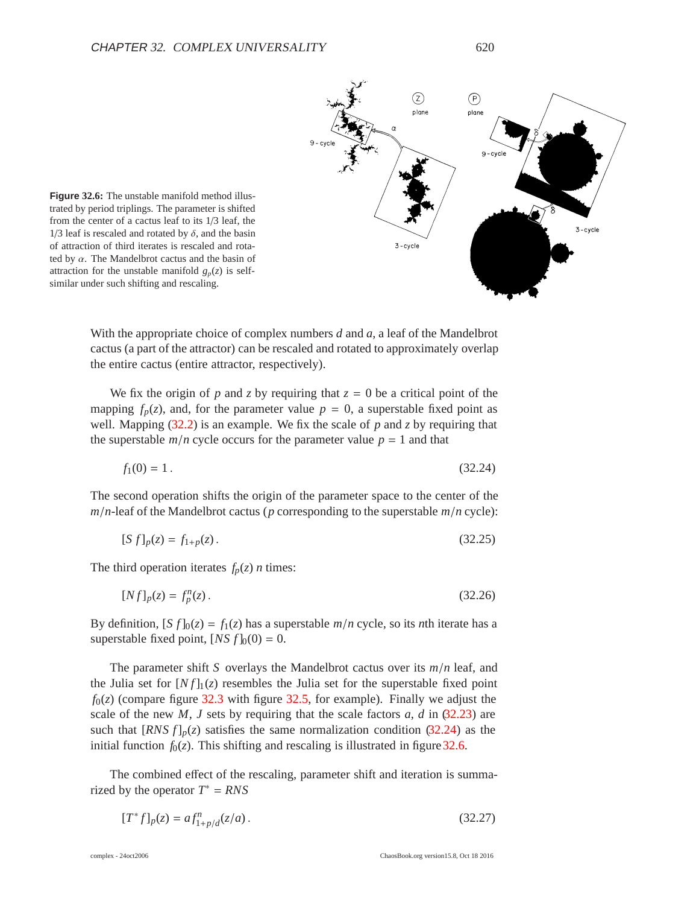**Figure 32.6:** The unstable manifold method illustrated by period triplings. The parameter is shifted from the center of a cactus leaf to its 1/3 leaf, the 1/3 leaf is rescaled and rotated by $\delta$, and the basin of attraction of third iterates is rescaled and rotated by $\alpha$. The Mandelbrot cactus and the basin of attraction for the unstable manifold $g_p(z)$ is self-similar under such shifting and rescaling.

With the appropriate choice of complex numbers $d$ and $a$, a leaf of the Mandelbrot cactus (a part of the attractor) can be rescaled and rotated to approximately overlap the entire cactus (entire attractor, respectively).

We fix the origin of $p$ and $z$ by requiring that $z = 0$ be a critical point of the mapping $f_p(z)$, and, for the parameter value $p = 0$, a superstable fixed point as well. Mapping (32.2) is an example. We fix the scale of $p$ and $z$ by requiring that the superstable $m/n$ cycle occurs for the parameter value $p = 1$ and that

$$f_1(0) = 1\,. \tag{32.24}$$

The second operation shifts the origin of the parameter space to the center of the $m/n$-leaf of the Mandelbrot cactus ($p$ corresponding to the superstable $m/n$ cycle):

$$[S\,f]_p(z) = f_{1+p}(z)\,. \tag{32.25}$$

The third operation iterates $f_p(z)$ $n$ times:

$$[N f]_p(z) = f_p^n(z)\,. \tag{32.26}$$

By definition, $[S\,f]_0(z) = f_1(z)$ has a superstable $m/n$ cycle, so its $n$th iterate has a superstable fixed point, $[NS\,f]_0(0) = 0$.

The parameter shift $S$ overlays the Mandelbrot cactus over its $m/n$ leaf, and the Julia set for $[N f]_1(z)$ resembles the Julia set for the superstable fixed point $f_0(z)$ (compare figure 32.3 with figure 32.5, for example). Finally we adjust the scale of the new $M$, $J$ sets by requiring that the scale factors $a$, $d$ in (32.23) are such that $[RNS\,f]_p(z)$ satisfies the same normalization condition (32.24) as the initial function $f_0(z)$. This shifting and rescaling is illustrated in figure 32.6.

The combined effect of the rescaling, parameter shift and iteration is summarized by the operator $T^* = RNS$

$$[T^* f]_p(z) = a f^n_{1+p/d}(z/a)\,. \tag{32.27}$$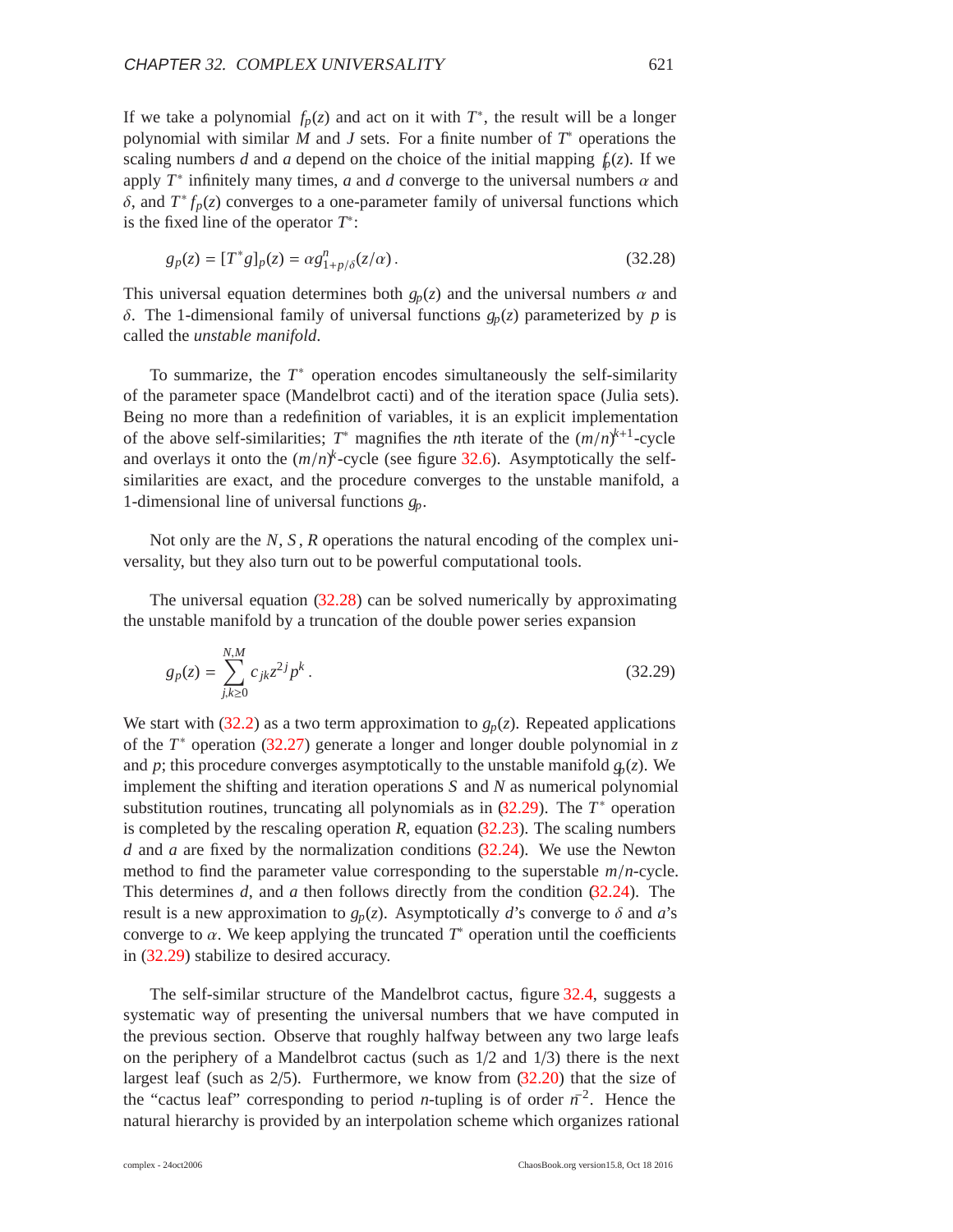If we take a polynomial $f_p(z)$ and act on it with $T^*$, the result will be a longer polynomial with similar $M$ and $J$ sets. For a finite number of $T^*$ operations the scaling numbers $d$ and $a$ depend on the choice of the initial mapping $f_p(z)$. If we apply $T^*$ infinitely many times, $a$ and $d$ converge to the universal numbers $\alpha$ and $\delta$, and $T^* f_p(z)$ converges to a one-parameter family of universal functions which is the fixed line of the operator $T^*$:

$$g_p(z) = [T^* g]_p(z) = \alpha g^n_{1+p/\delta}(z/\alpha)\,. \tag{32.28}$$

This universal equation determines both $g_p(z)$ and the universal numbers $\alpha$ and $\delta$. The 1-dimensional family of universal functions $g_p(z)$ parameterized by $p$ is called the *unstable manifold*.

To summarize, the $T^*$ operation encodes simultaneously the self-similarity of the parameter space (Mandelbrot cacti) and of the iteration space (Julia sets). Being no more than a redefinition of variables, it is an explicit implementation of the above self-similarities; $T^*$ magnifies the $n$th iterate of the $(m/n)^{k+1}$-cycle and overlays it onto the $(m/n)^k$-cycle (see figure 32.6). Asymptotically the self-similarities are exact, and the procedure converges to the unstable manifold, a 1-dimensional line of universal functions $g_p$.

Not only are the $N, S, R$ operations the natural encoding of the complex universality, but they also turn out to be powerful computational tools.

The universal equation (32.28) can be solved numerically by approximating the unstable manifold by a truncation of the double power series expansion

$$g_p(z) = \sum_{j,k\geq 0}^{N,M} c_{jk} z^{2j} p^k\,. \tag{32.29}$$

We start with (32.2) as a two term approximation to $g_p(z)$. Repeated applications of the $T^*$ operation (32.27) generate a longer and longer double polynomial in $z$ and $p$; this procedure converges asymptotically to the unstable manifold $g_p(z)$. We implement the shifting and iteration operations $S$ and $N$ as numerical polynomial substitution routines, truncating all polynomials as in (32.29). The $T^*$ operation is completed by the rescaling operation $R$, equation (32.23). The scaling numbers $d$ and $a$ are fixed by the normalization conditions (32.24). We use the Newton method to find the parameter value corresponding to the superstable $m/n$-cycle. This determines $d$, and $a$ then follows directly from the condition (32.24). The result is a new approximation to $g_p(z)$. Asymptotically $d$'s converge to $\delta$ and $a$'s converge to $\alpha$. We keep applying the truncated $T^*$ operation until the coefficients in (32.29) stabilize to desired accuracy.

The self-similar structure of the Mandelbrot cactus, figure 32.4, suggests a systematic way of presenting the universal numbers that we have computed in the previous section. Observe that roughly halfway between any two large leafs on the periphery of a Mandelbrot cactus (such as 1/2 and 1/3) there is the next largest leaf (such as 2/5). Furthermore, we know from (32.20) that the size of the "cactus leaf" corresponding to period $n$-tupling is of order $n^{-2}$. Hence the natural hierarchy is provided by an interpolation scheme which organizes rational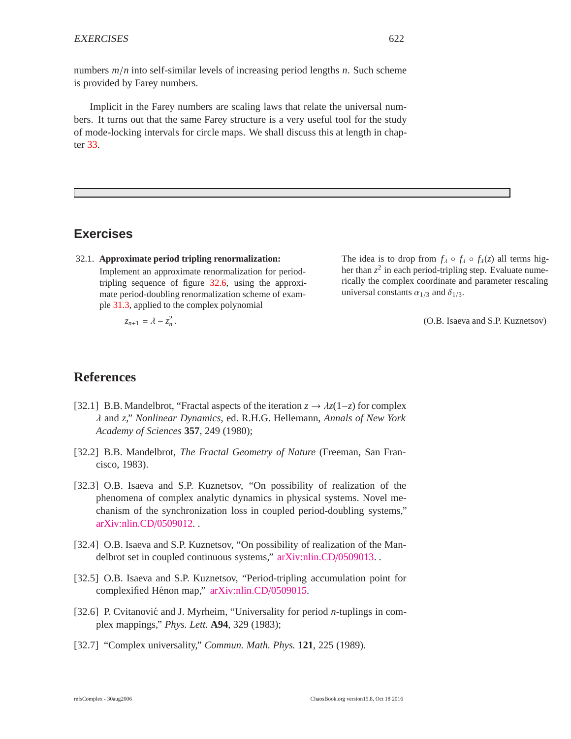numbers $m/n$ into self-similar levels of increasing period lengths $n$. Such scheme is provided by Farey numbers.

Implicit in the Farey numbers are scaling laws that relate the universal numbers. It turns out that the same Farey structure is a very useful tool for the study of mode-locking intervals for circle maps. We shall discuss this at length in chapter 33.

## Exercises

32.1. **Approximate period tripling renormalization:** Implement an approximate renormalization for period-tripling sequence of figure 32.6, using the approximate period-doubling renormalization scheme of example 31.3, applied to the complex polynomial

$$z_{n+1} = \lambda - z_n^2 .$$

The idea is to drop from $f_\lambda \circ f_\lambda \circ f_\lambda(z)$ all terms higher than $z^2$ in each period-tripling step. Evaluate numerically the complex coordinate and parameter rescaling universal constants $\alpha_{1/3}$ and $\delta_{1/3}$.

(O.B. Isaeva and S.P. Kuznetsov)

## References

[32.1] B.B. Mandelbrot, "Fractal aspects of the iteration $z \to \lambda z(1-z)$ for complex $\lambda$ and $z$," *Nonlinear Dynamics*, ed. R.H.G. Hellemann, *Annals of New York Academy of Sciences* **357**, 249 (1980);

[32.2] B.B. Mandelbrot, *The Fractal Geometry of Nature* (Freeman, San Francisco, 1983).

[32.3] O.B. Isaeva and S.P. Kuznetsov, "On possibility of realization of the phenomena of complex analytic dynamics in physical systems. Novel mechanism of the synchronization loss in coupled period-doubling systems," arXiv:nlin.CD/0509012. .

[32.4] O.B. Isaeva and S.P. Kuznetsov, "On possibility of realization of the Mandelbrot set in coupled continuous systems," arXiv:nlin.CD/0509013. .

[32.5] O.B. Isaeva and S.P. Kuznetsov, "Period-tripling accumulation point for complexified Hénon map," arXiv:nlin.CD/0509015.

[32.6] P. Cvitanović and J. Myrheim, "Universality for period $n$-tuplings in complex mappings," *Phys. Lett.* **A94**, 329 (1983);

[32.7] "Complex universality," *Commun. Math. Phys.* **121**, 225 (1989).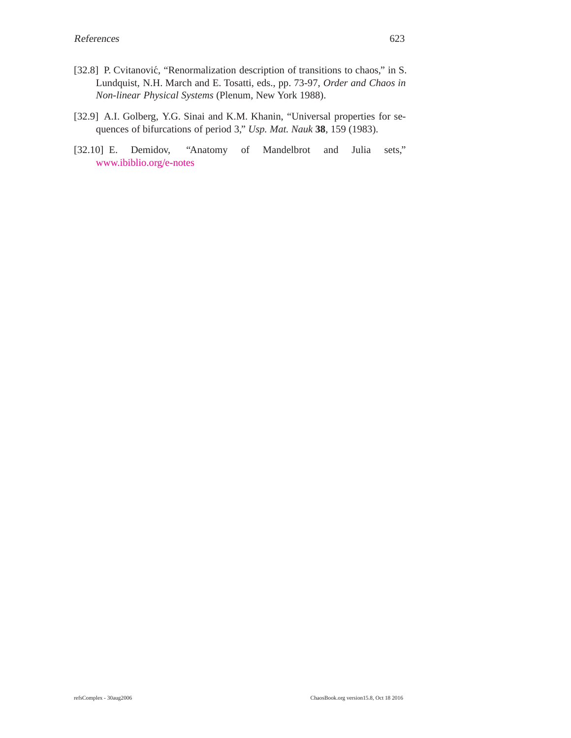[32.8] P. Cvitanović, "Renormalization description of transitions to chaos," in S. Lundquist, N.H. March and E. Tosatti, eds., pp. 73-97, *Order and Chaos in Non-linear Physical Systems* (Plenum, New York 1988).

[32.9] A.I. Golberg, Y.G. Sinai and K.M. Khanin, "Universal properties for sequences of bifurcations of period 3," *Usp. Mat. Nauk* **38**, 159 (1983).

[32.10] E. Demidov, "Anatomy of Mandelbrot and Julia sets," www.ibiblio.org/e-notes